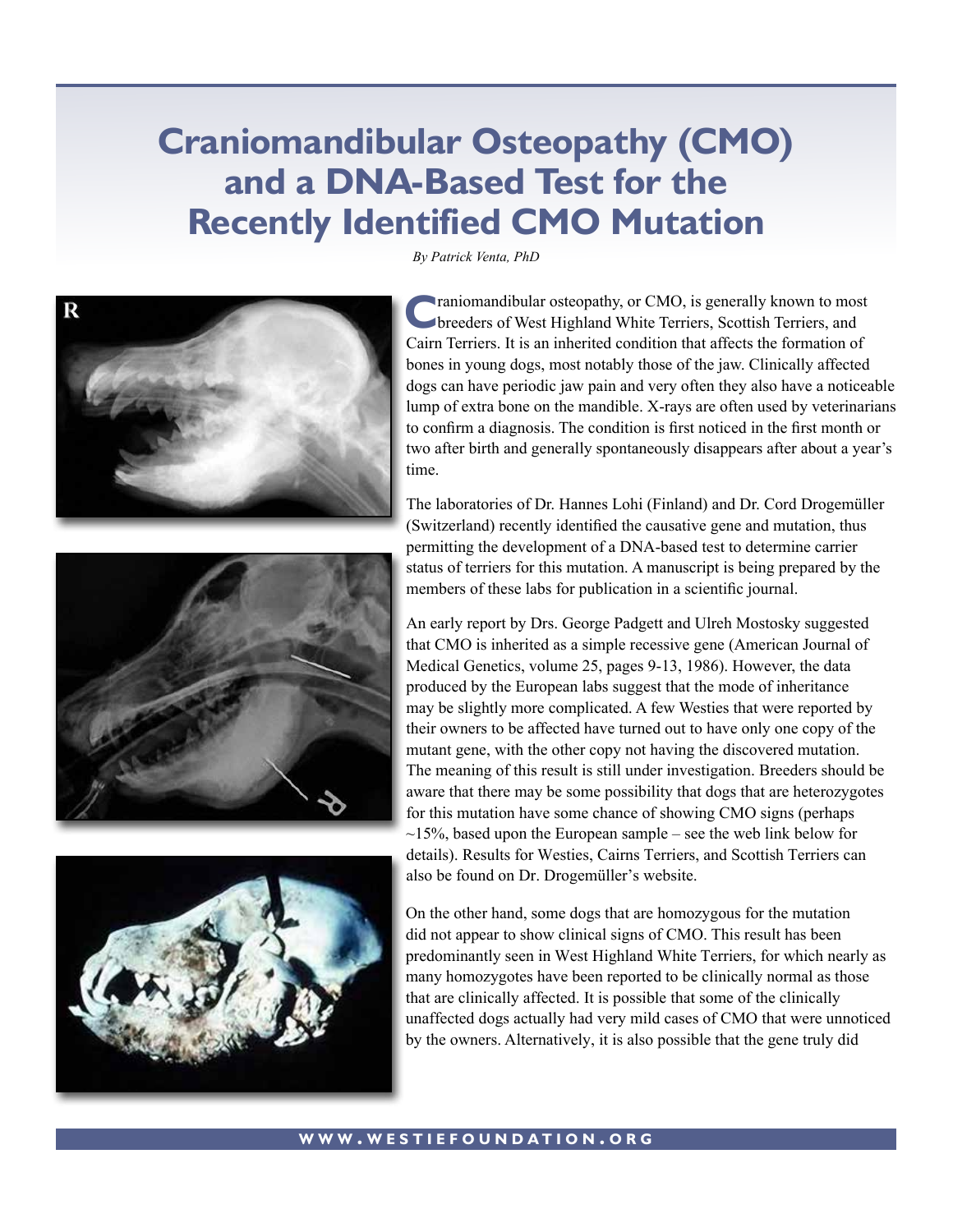# Craniomandibular Osteopathy (CMO) and a DNA-Based Test for the Recently Identified CMO Mutation

*By Patrick Venta, PhD*

Craniomandibular osteopathy, or CMO, is generally known to most breeders of West Highland White Terriers, Scottish Terriers, and Cairn Terriers. It is an inherited condition that affects the formation of bones in young dogs, most notably those of the jaw. Clinically affected dogs can have periodic jaw pain and very often they also have a noticeable lump of extra bone on the mandible. X-rays are often used by veterinarians to confirm a diagnosis. The condition is first noticed in the first month or two after birth and generally spontaneously disappears after about a year's time.

The laboratories of Dr. Hannes Lohi (Finland) and Dr. Cord Drogemüller (Switzerland) recently identified the causative gene and mutation, thus permitting the development of a DNA-based test to determine carrier status of terriers for this mutation. A manuscript is being prepared by the members of these labs for publication in a scientific journal.

An early report by Drs. George Padgett and Ulreh Mostosky suggested that CMO is inherited as a simple recessive gene (American Journal of Medical Genetics, volume 25, pages 9-13, 1986). However, the data produced by the European labs suggest that the mode of inheritance may be slightly more complicated. A few Westies that were reported by their owners to be affected have turned out to have only one copy of the mutant gene, with the other copy not having the discovered mutation. The meaning of this result is still under investigation. Breeders should be aware that there may be some possibility that dogs that are heterozygotes for this mutation have some chance of showing CMO signs (perhaps ~15%, based upon the European sample – see the web link below for details). Results for Westies, Cairns Terriers, and Scottish Terriers can also be found on Dr. Drogemüller's website.

On the other hand, some dogs that are homozygous for the mutation did not appear to show clinical signs of CMO. This result has been predominantly seen in West Highland White Terriers, for which nearly as many homozygotes have been reported to be clinically normal as those that are clinically affected. It is possible that some of the clinically unaffected dogs actually had very mild cases of CMO that were unnoticed by the owners. Alternatively, it is also possible that the gene truly did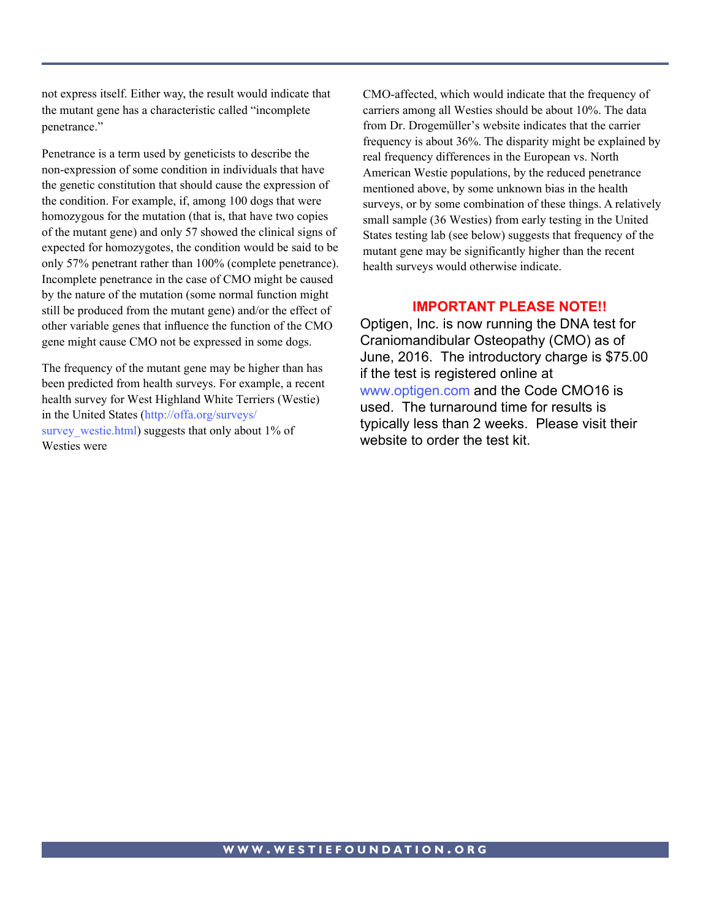not express itself. Either way, the result would indicate that the mutant gene has a characteristic called "incomplete penetrance."

Penetrance is a term used by geneticists to describe the non-expression of some condition in individuals that have the genetic constitution that should cause the expression of the condition. For example, if, among 100 dogs that were homozygous for the mutation (that is, that have two copies of the mutant gene) and only 57 showed the clinical signs of expected for homozygotes, the condition would be said to be only 57% penetrant rather than 100% (complete penetrance). Incomplete penetrance in the case of CMO might be caused by the nature of the mutation (some normal function might still be produced from the mutant gene) and/or the effect of other variable genes that influence the function of the CMO gene might cause CMO not be expressed in some dogs.

The frequency of the mutant gene may be higher than has been predicted from health surveys. For example, a recent health survey for West Highland White Terriers (Westie) in the United States (http://offa.org/surveys/survey_westie.html) suggests that only about 1% of Westies were CMO-affected, which would indicate that the frequency of carriers among all Westies should be about 10%. The data from Dr. Drogemüller's website indicates that the carrier frequency is about 36%. The disparity might be explained by real frequency differences in the European vs. North American Westie populations, by the reduced penetrance mentioned above, by some unknown bias in the health surveys, or by some combination of these things. A relatively small sample (36 Westies) from early testing in the United States testing lab (see below) suggests that frequency of the mutant gene may be significantly higher than the recent health surveys would otherwise indicate.

**IMPORTANT PLEASE NOTE!!**

Optigen, Inc. is now running the DNA test for Craniomandibular Osteopathy (CMO) as of June, 2016. The introductory charge is $75.00 if the test is registered online at www.optigen.com and the Code CMO16 is used. The turnaround time for results is typically less than 2 weeks. Please visit their website to order the test kit.